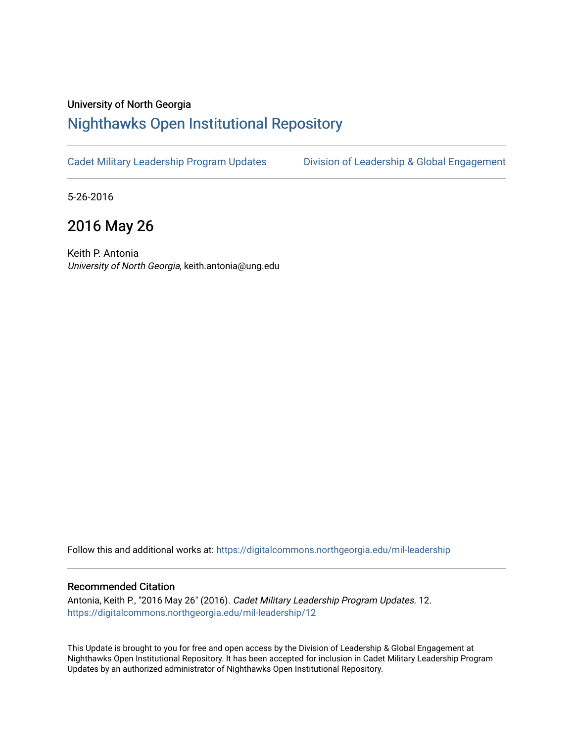University of North Georgia

# Nighthawks Open Institutional Repository

Cadet Military Leadership Program Updates | Division of Leadership & Global Engagement

5-26-2016

## 2016 May 26

Keith P. Antonia
*University of North Georgia*, keith.antonia@ung.edu

Follow this and additional works at: https://digitalcommons.northgeorgia.edu/mil-leadership

### Recommended Citation

Antonia, Keith P., "2016 May 26" (2016). *Cadet Military Leadership Program Updates*. 12.
https://digitalcommons.northgeorgia.edu/mil-leadership/12

This Update is brought to you for free and open access by the Division of Leadership & Global Engagement at Nighthawks Open Institutional Repository. It has been accepted for inclusion in Cadet Military Leadership Program Updates by an authorized administrator of Nighthawks Open Institutional Repository.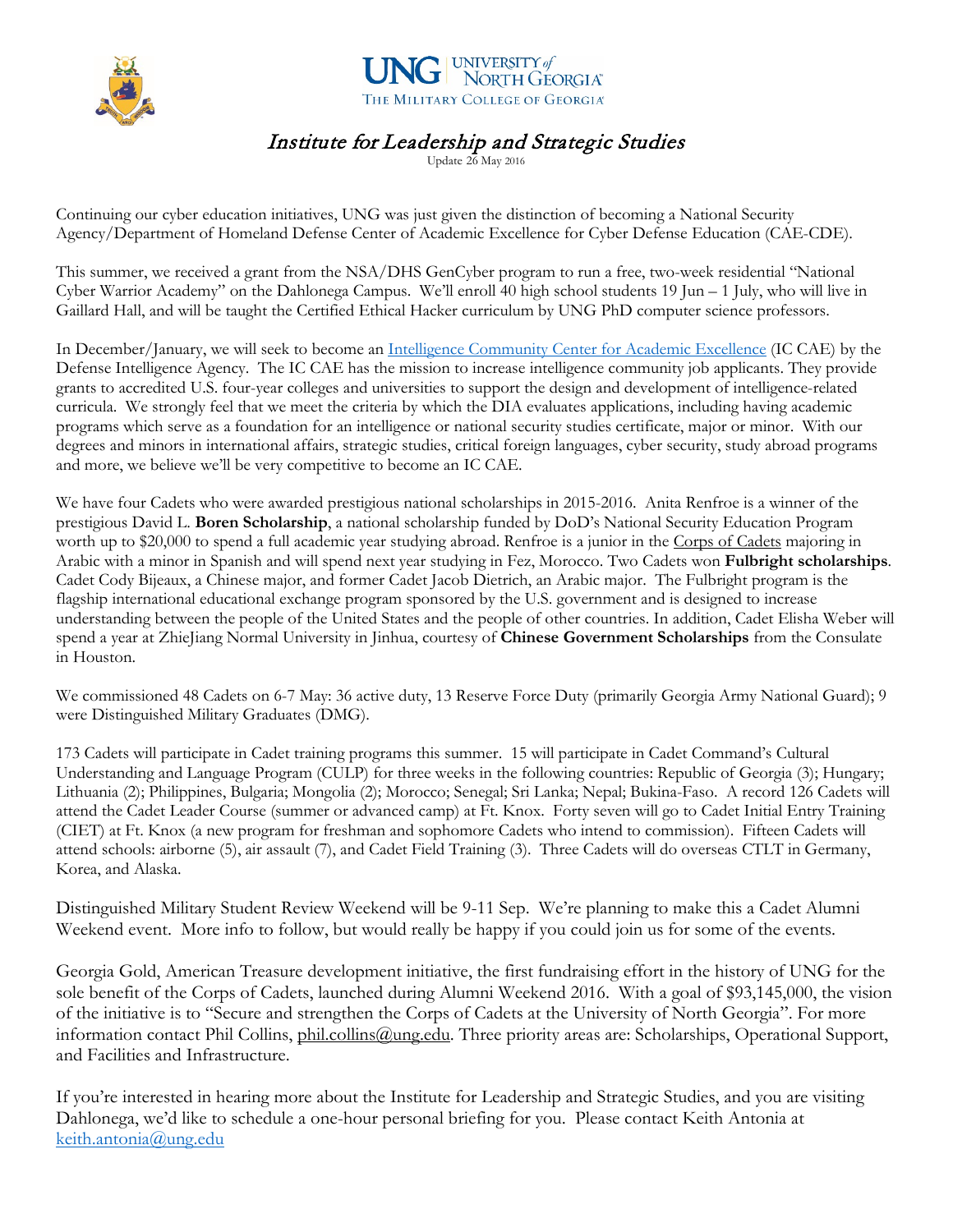UNG | UNIVERSITY of NORTH GEORGIA
THE MILITARY COLLEGE OF GEORGIA

# *Institute for Leadership and Strategic Studies*

Update 26 May 2016

Continuing our cyber education initiatives, UNG was just given the distinction of becoming a National Security Agency/Department of Homeland Defense Center of Academic Excellence for Cyber Defense Education (CAE-CDE).

This summer, we received a grant from the NSA/DHS GenCyber program to run a free, two-week residential "National Cyber Warrior Academy" on the Dahlonega Campus. We'll enroll 40 high school students 19 Jun – 1 July, who will live in Gaillard Hall, and will be taught the Certified Ethical Hacker curriculum by UNG PhD computer science professors.

In December/January, we will seek to become an Intelligence Community Center for Academic Excellence (IC CAE) by the Defense Intelligence Agency. The IC CAE has the mission to increase intelligence community job applicants. They provide grants to accredited U.S. four-year colleges and universities to support the design and development of intelligence-related curricula. We strongly feel that we meet the criteria by which the DIA evaluates applications, including having academic programs which serve as a foundation for an intelligence or national security studies certificate, major or minor. With our degrees and minors in international affairs, strategic studies, critical foreign languages, cyber security, study abroad programs and more, we believe we'll be very competitive to become an IC CAE.

We have four Cadets who were awarded prestigious national scholarships in 2015-2016. Anita Renfroe is a winner of the prestigious David L. **Boren Scholarship**, a national scholarship funded by DoD's National Security Education Program worth up to $20,000 to spend a full academic year studying abroad. Renfroe is a junior in the Corps of Cadets majoring in Arabic with a minor in Spanish and will spend next year studying in Fez, Morocco. Two Cadets won **Fulbright scholarships**. Cadet Cody Bijeaux, a Chinese major, and former Cadet Jacob Dietrich, an Arabic major. The Fulbright program is the flagship international educational exchange program sponsored by the U.S. government and is designed to increase understanding between the people of the United States and the people of other countries. In addition, Cadet Elisha Weber will spend a year at ZhieJiang Normal University in Jinhua, courtesy of **Chinese Government Scholarships** from the Consulate in Houston.

We commissioned 48 Cadets on 6-7 May: 36 active duty, 13 Reserve Force Duty (primarily Georgia Army National Guard); 9 were Distinguished Military Graduates (DMG).

173 Cadets will participate in Cadet training programs this summer. 15 will participate in Cadet Command's Cultural Understanding and Language Program (CULP) for three weeks in the following countries: Republic of Georgia (3); Hungary; Lithuania (2); Philippines, Bulgaria; Mongolia (2); Morocco; Senegal; Sri Lanka; Nepal; Bukina-Faso. A record 126 Cadets will attend the Cadet Leader Course (summer or advanced camp) at Ft. Knox. Forty seven will go to Cadet Initial Entry Training (CIET) at Ft. Knox (a new program for freshman and sophomore Cadets who intend to commission). Fifteen Cadets will attend schools: airborne (5), air assault (7), and Cadet Field Training (3). Three Cadets will do overseas CTLT in Germany, Korea, and Alaska.

Distinguished Military Student Review Weekend will be 9-11 Sep. We're planning to make this a Cadet Alumni Weekend event. More info to follow, but would really be happy if you could join us for some of the events.

Georgia Gold, American Treasure development initiative, the first fundraising effort in the history of UNG for the sole benefit of the Corps of Cadets, launched during Alumni Weekend 2016. With a goal of $93,145,000, the vision of the initiative is to "Secure and strengthen the Corps of Cadets at the University of North Georgia". For more information contact Phil Collins, phil.collins@ung.edu. Three priority areas are: Scholarships, Operational Support, and Facilities and Infrastructure.

If you're interested in hearing more about the Institute for Leadership and Strategic Studies, and you are visiting Dahlonega, we'd like to schedule a one-hour personal briefing for you. Please contact Keith Antonia at keith.antonia@ung.edu